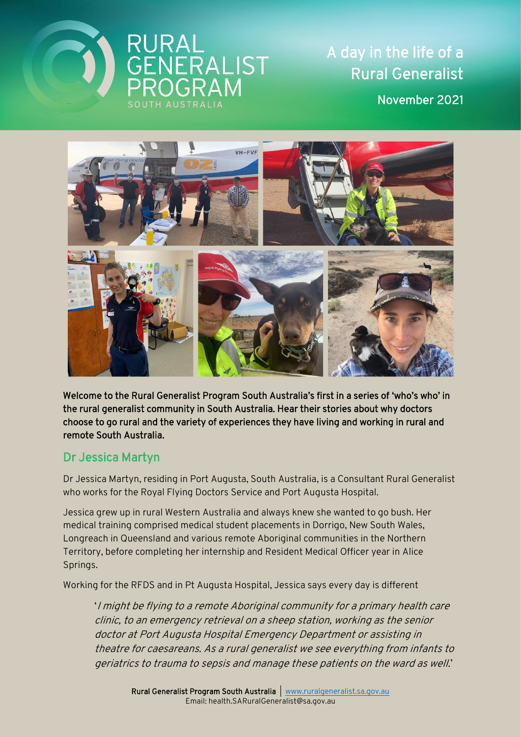# RURAL GENERALIST PROGRAM

SOUTH AUSTRALIA

## A day in the life of a Rural Generalist

November 2021

**Welcome to the Rural Generalist Program South Australia's first in a series of 'who's who' in the rural generalist community in South Australia. Hear their stories about why doctors choose to go rural and the variety of experiences they have living and working in rural and remote South Australia.**

## Dr Jessica Martyn

Dr Jessica Martyn, residing in Port Augusta, South Australia, is a Consultant Rural Generalist who works for the Royal Flying Doctors Service and Port Augusta Hospital.

Jessica grew up in rural Western Australia and always knew she wanted to go bush. Her medical training comprised medical student placements in Dorrigo, New South Wales, Longreach in Queensland and various remote Aboriginal communities in the Northern Territory, before completing her internship and Resident Medical Officer year in Alice Springs.

Working for the RFDS and in Pt Augusta Hospital, Jessica says every day is different

> '*I might be flying to a remote Aboriginal community for a primary health care clinic, to an emergency retrieval on a sheep station, working as the senior doctor at Port Augusta Hospital Emergency Department or assisting in theatre for caesareans. As a rural generalist we see everything from infants to geriatrics to trauma to sepsis and manage these patients on the ward as well.*'

**Rural Generalist Program South Australia** | www.ruralgeneralist.sa.gov.au
Email: health.SARuralGeneralist@sa.gov.au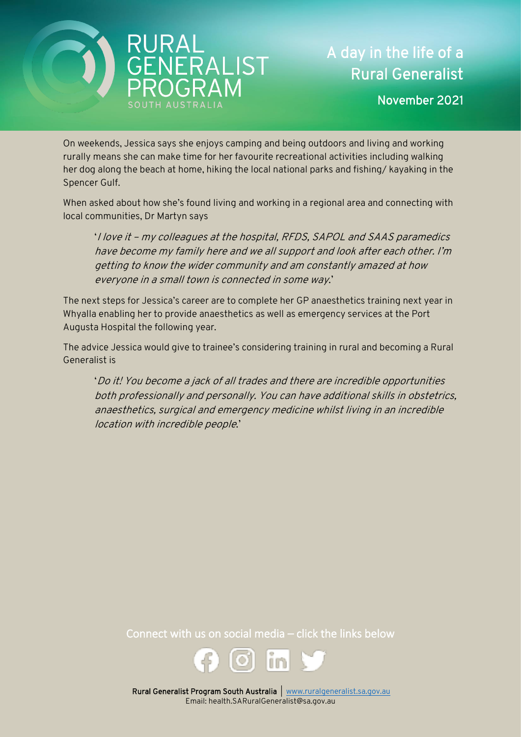On weekends, Jessica says she enjoys camping and being outdoors and living and working rurally means she can make time for her favourite recreational activities including walking her dog along the beach at home, hiking the local national parks and fishing/ kayaking in the Spencer Gulf.

When asked about how she's found living and working in a regional area and connecting with local communities, Dr Martyn says

> '*I love it – my colleagues at the hospital, RFDS, SAPOL and SAAS paramedics have become my family here and we all support and look after each other. I'm getting to know the wider community and am constantly amazed at how everyone in a small town is connected in some way*.'

The next steps for Jessica's career are to complete her GP anaesthetics training next year in Whyalla enabling her to provide anaesthetics as well as emergency services at the Port Augusta Hospital the following year.

The advice Jessica would give to trainee's considering training in rural and becoming a Rural Generalist is

> '*Do it! You become a jack of all trades and there are incredible opportunities both professionally and personally. You can have additional skills in obstetrics, anaesthetics, surgical and emergency medicine whilst living in an incredible location with incredible people*.'

Connect with us on social media – click the links below

**Rural Generalist Program South Australia** | www.ruralgeneralist.sa.gov.au
Email: health.SARuralGeneralist@sa.gov.au